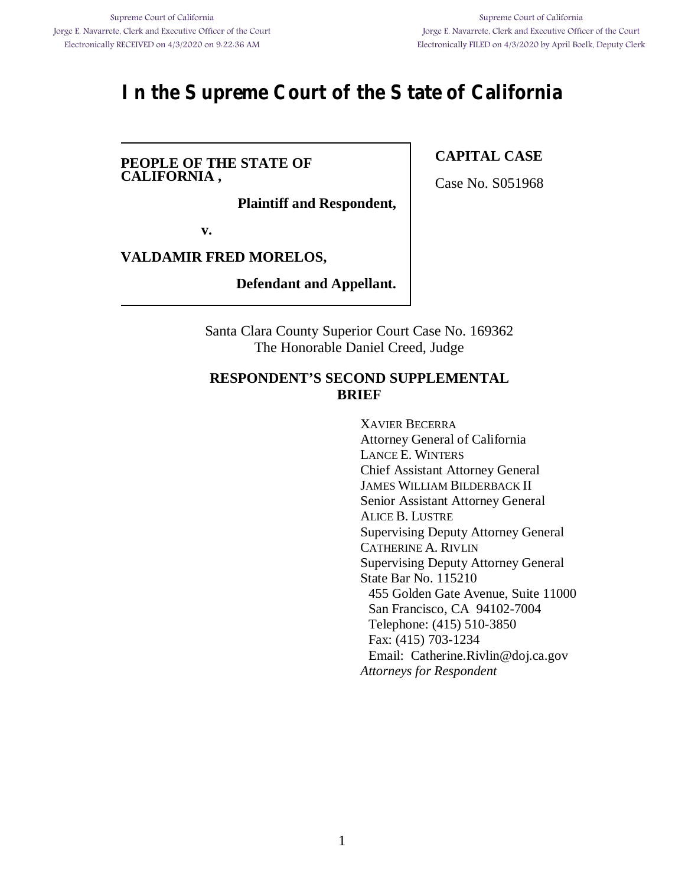Supreme Court of California
Jorge E. Navarrete, Clerk and Executive Officer of the Court
Electronically RECEIVED on 4/3/2020 on 9:22:36 AM

Supreme Court of California
Jorge E. Navarrete, Clerk and Executive Officer of the Court
Electronically FILED on 4/3/2020 by April Boelk, Deputy Clerk

# In the Supreme Court of the State of California

**PEOPLE OF THE STATE OF CALIFORNIA ,**

**Plaintiff and Respondent,**

**v.**

**VALDAMIR FRED MORELOS,**

**Defendant and Appellant.**

**CAPITAL CASE**

Case No. S051968

Santa Clara County Superior Court Case No. 169362
The Honorable Daniel Creed, Judge

**RESPONDENT'S SECOND SUPPLEMENTAL BRIEF**

XAVIER BECERRA
Attorney General of California
LANCE E. WINTERS
Chief Assistant Attorney General
JAMES WILLIAM BILDERBACK II
Senior Assistant Attorney General
ALICE B. LUSTRE
Supervising Deputy Attorney General
CATHERINE A. RIVLIN
Supervising Deputy Attorney General
State Bar No. 115210
455 Golden Gate Avenue, Suite 11000
San Francisco, CA 94102-7004
Telephone: (415) 510-3850
Fax: (415) 703-1234
Email: Catherine.Rivlin@doj.ca.gov
*Attorneys for Respondent*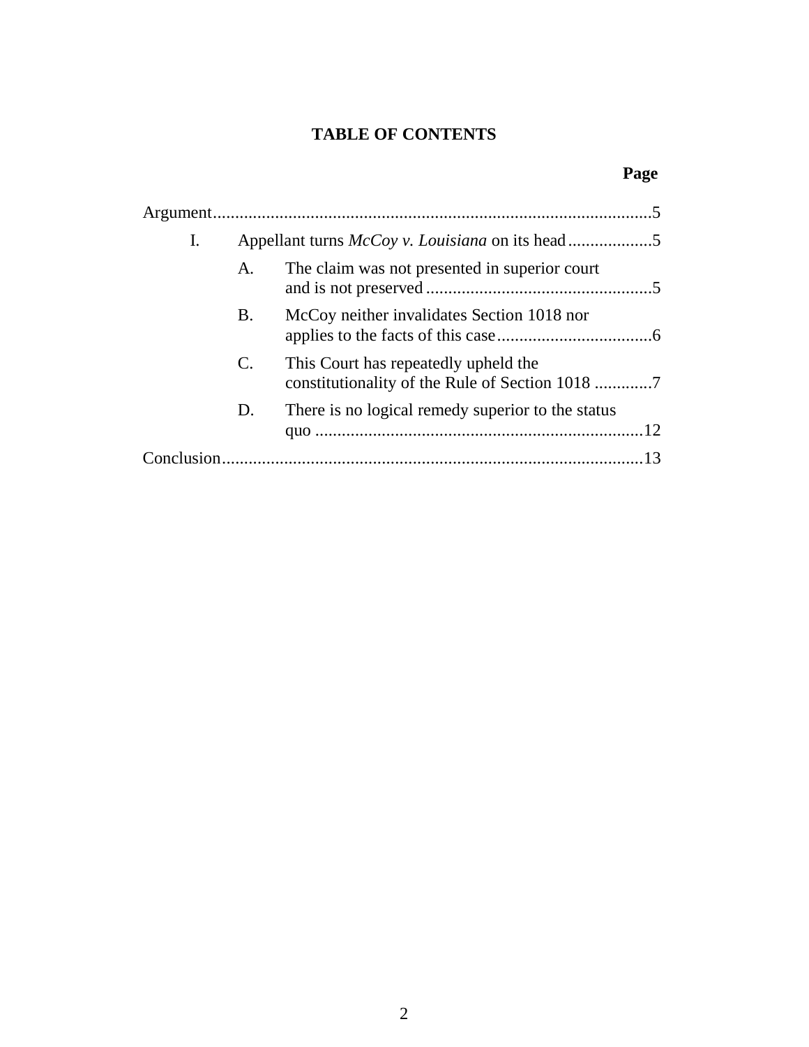# TABLE OF CONTENTS

| | Page |
|---|---|
| Argument | 5 |
| I. Appellant turns *McCoy v. Louisiana* on its head | 5 |
| A. The claim was not presented in superior court and is not preserved | 5 |
| B. McCoy neither invalidates Section 1018 nor applies to the facts of this case | 6 |
| C. This Court has repeatedly upheld the constitutionality of the Rule of Section 1018 | 7 |
| D. There is no logical remedy superior to the status quo | 12 |
| Conclusion | 13 |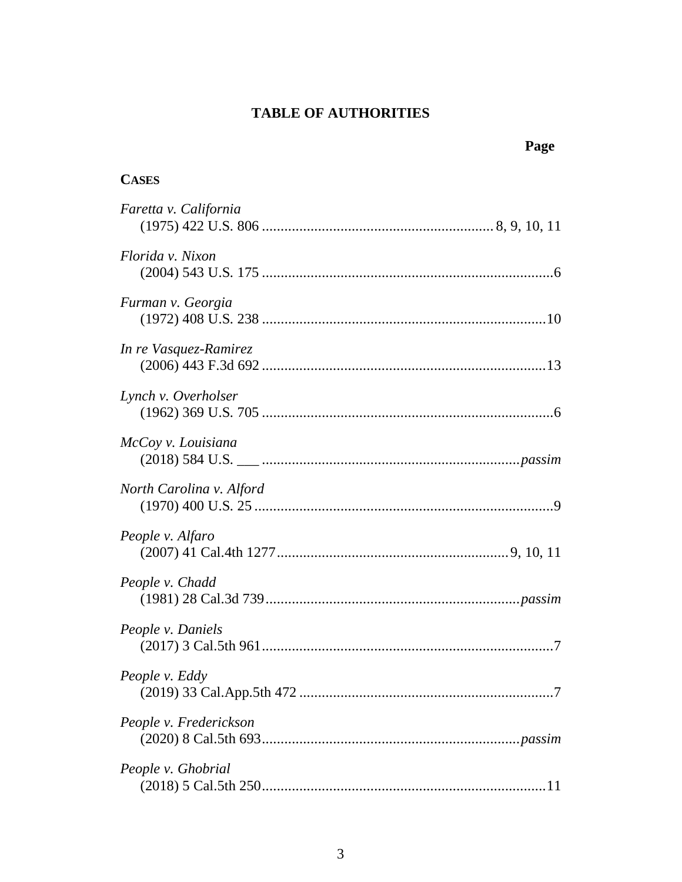# TABLE OF AUTHORITIES

**Page**

**CASES**

*Faretta v. California*
(1975) 422 U.S. 806 .......................................................... 8, 9, 10, 11

*Florida v. Nixon*
(2004) 543 U.S. 175 .......................................................................6

*Furman v. Georgia*
(1972) 408 U.S. 238 .......................................................................10

*In re Vasquez-Ramirez*
(2006) 443 F.3d 692 .......................................................................13

*Lynch v. Overholser*
(1962) 369 U.S. 705 .......................................................................6

*McCoy v. Louisiana*
(2018) 584 U.S. ___ ....................................................................*passim*

*North Carolina v. Alford*
(1970) 400 U.S. 25 .........................................................................9

*People v. Alfaro*
(2007) 41 Cal.4th 1277...................................................... 9, 10, 11

*People v. Chadd*
(1981) 28 Cal.3d 739...................................................................*passim*

*People v. Daniels*
(2017) 3 Cal.5th 961........................................................................7

*People v. Eddy*
(2019) 33 Cal.App.5th 472 ..............................................................7

*People v. Frederickson*
(2020) 8 Cal.5th 693....................................................................*passim*

*People v. Ghobrial*
(2018) 5 Cal.5th 250.......................................................................11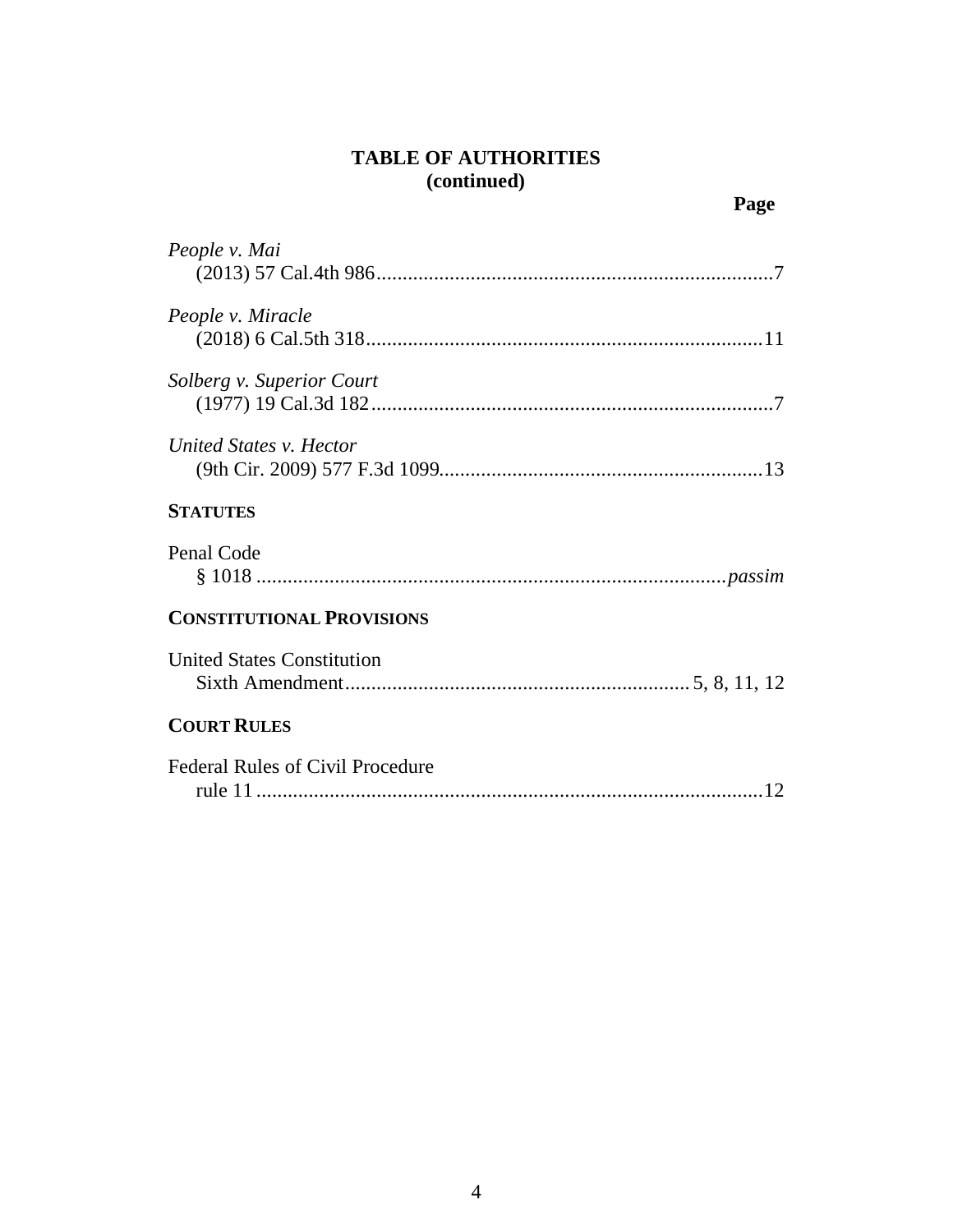**TABLE OF AUTHORITIES**
**(continued)**

**Page**

*People v. Mai*
(2013) 57 Cal.4th 986............................................................................7

*People v. Miracle*
(2018) 6 Cal.5th 318............................................................................11

*Solberg v. Superior Court*
(1977) 19 Cal.3d 182............................................................................7

*United States v. Hector*
(9th Cir. 2009) 577 F.3d 1099..............................................................13

**STATUTES**

Penal Code
§ 1018 ........................................................................................*passim*

**CONSTITUTIONAL PROVISIONS**

United States Constitution
Sixth Amendment................................................................. 5, 8, 11, 12

**COURT RULES**

Federal Rules of Civil Procedure
rule 11 .................................................................................................12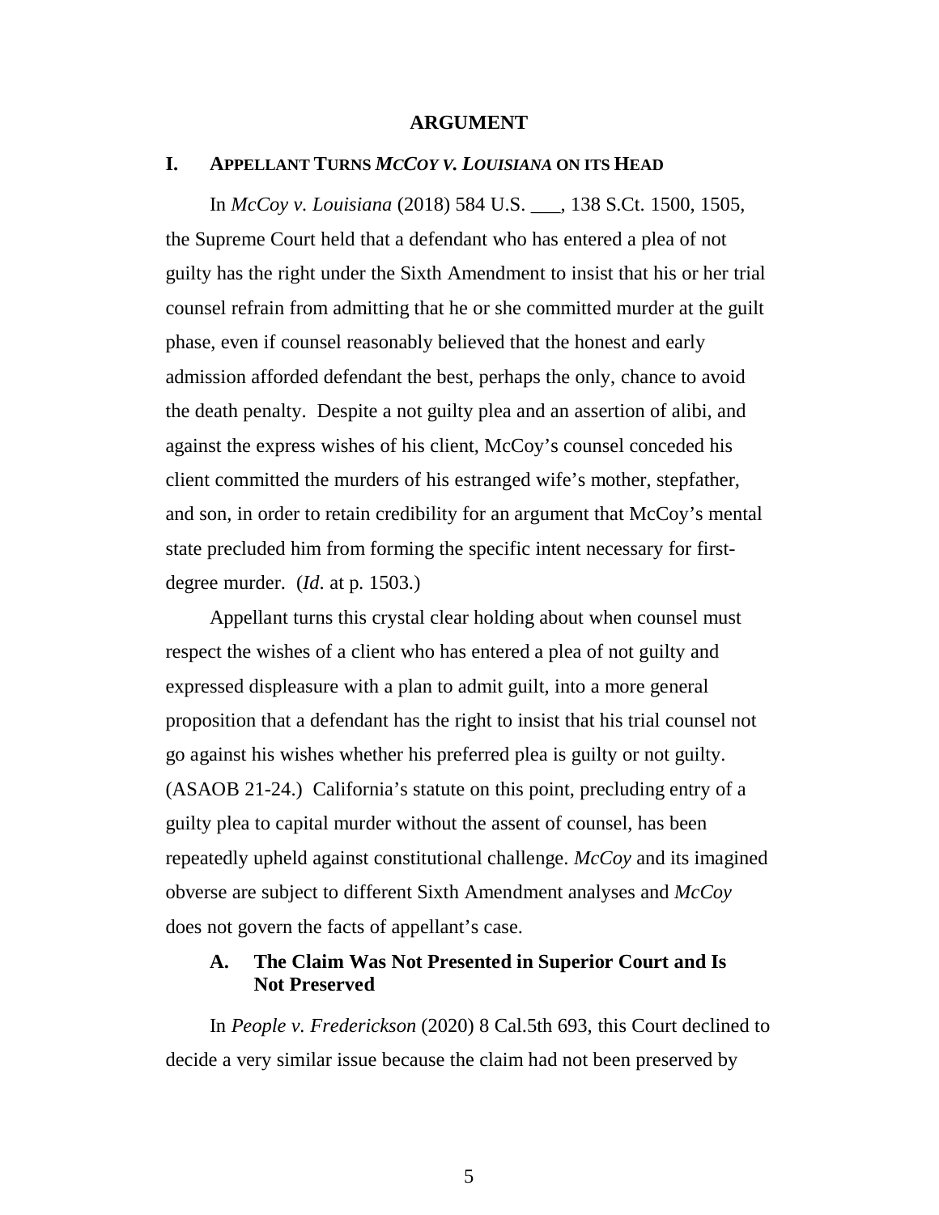# ARGUMENT

## I. APPELLANT TURNS *MCCOY V. LOUISIANA* ON ITS HEAD

In *McCoy v. Louisiana* (2018) 584 U.S. ___, 138 S.Ct. 1500, 1505, the Supreme Court held that a defendant who has entered a plea of not guilty has the right under the Sixth Amendment to insist that his or her trial counsel refrain from admitting that he or she committed murder at the guilt phase, even if counsel reasonably believed that the honest and early admission afforded defendant the best, perhaps the only, chance to avoid the death penalty. Despite a not guilty plea and an assertion of alibi, and against the express wishes of his client, McCoy's counsel conceded his client committed the murders of his estranged wife's mother, stepfather, and son, in order to retain credibility for an argument that McCoy's mental state precluded him from forming the specific intent necessary for first-degree murder. (*Id*. at p. 1503.)

Appellant turns this crystal clear holding about when counsel must respect the wishes of a client who has entered a plea of not guilty and expressed displeasure with a plan to admit guilt, into a more general proposition that a defendant has the right to insist that his trial counsel not go against his wishes whether his preferred plea is guilty or not guilty. (ASAOB 21-24.) California's statute on this point, precluding entry of a guilty plea to capital murder without the assent of counsel, has been repeatedly upheld against constitutional challenge. *McCoy* and its imagined obverse are subject to different Sixth Amendment analyses and *McCoy* does not govern the facts of appellant's case.

### A. The Claim Was Not Presented in Superior Court and Is Not Preserved

In *People v. Frederickson* (2020) 8 Cal.5th 693, this Court declined to decide a very similar issue because the claim had not been preserved by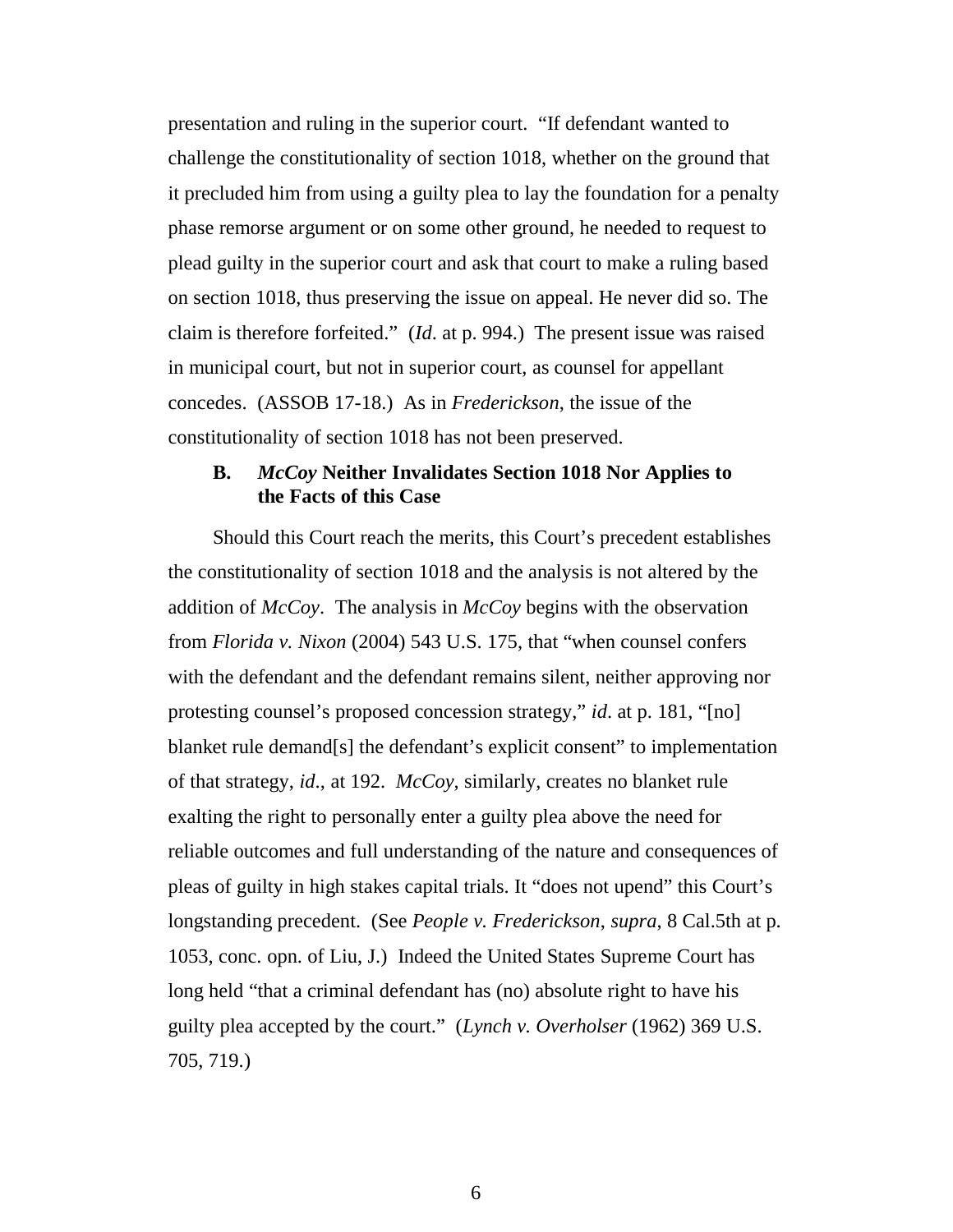presentation and ruling in the superior court. "If defendant wanted to challenge the constitutionality of section 1018, whether on the ground that it precluded him from using a guilty plea to lay the foundation for a penalty phase remorse argument or on some other ground, he needed to request to plead guilty in the superior court and ask that court to make a ruling based on section 1018, thus preserving the issue on appeal. He never did so. The claim is therefore forfeited." (*Id*. at p. 994.) The present issue was raised in municipal court, but not in superior court, as counsel for appellant concedes. (ASSOB 17-18.) As in *Frederickson*, the issue of the constitutionality of section 1018 has not been preserved.

### B. *McCoy* Neither Invalidates Section 1018 Nor Applies to the Facts of this Case

Should this Court reach the merits, this Court's precedent establishes the constitutionality of section 1018 and the analysis is not altered by the addition of *McCoy*. The analysis in *McCoy* begins with the observation from *Florida v. Nixon* (2004) 543 U.S. 175, that "when counsel confers with the defendant and the defendant remains silent, neither approving nor protesting counsel's proposed concession strategy," *id*. at p. 181, "[no] blanket rule demand[s] the defendant's explicit consent" to implementation of that strategy, *id*., at 192. *McCoy*, similarly, creates no blanket rule exalting the right to personally enter a guilty plea above the need for reliable outcomes and full understanding of the nature and consequences of pleas of guilty in high stakes capital trials. It "does not upend" this Court's longstanding precedent. (See *People v. Frederickson*, *supra*, 8 Cal.5th at p. 1053, conc. opn. of Liu, J.) Indeed the United States Supreme Court has long held "that a criminal defendant has (no) absolute right to have his guilty plea accepted by the court." (*Lynch v. Overholser* (1962) 369 U.S. 705, 719.)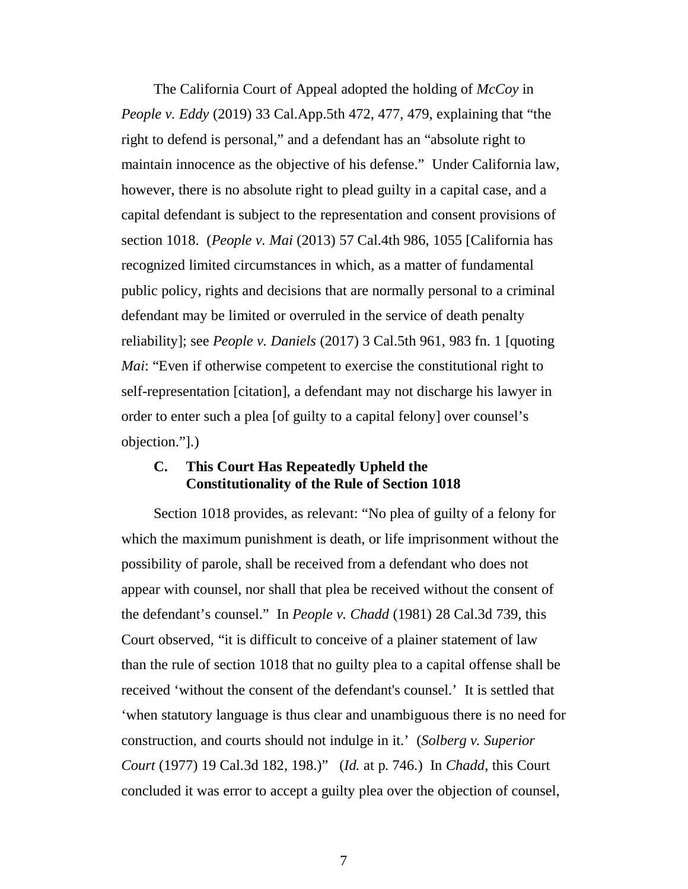The California Court of Appeal adopted the holding of *McCoy* in *People v. Eddy* (2019) 33 Cal.App.5th 472, 477, 479, explaining that "the right to defend is personal," and a defendant has an "absolute right to maintain innocence as the objective of his defense." Under California law, however, there is no absolute right to plead guilty in a capital case, and a capital defendant is subject to the representation and consent provisions of section 1018. (*People v. Mai* (2013) 57 Cal.4th 986, 1055 [California has recognized limited circumstances in which, as a matter of fundamental public policy, rights and decisions that are normally personal to a criminal defendant may be limited or overruled in the service of death penalty reliability]; see *People v. Daniels* (2017) 3 Cal.5th 961, 983 fn. 1 [quoting *Mai*: "Even if otherwise competent to exercise the constitutional right to self-representation [citation], a defendant may not discharge his lawyer in order to enter such a plea [of guilty to a capital felony] over counsel's objection."].)

### C. This Court Has Repeatedly Upheld the Constitutionality of the Rule of Section 1018

Section 1018 provides, as relevant: "No plea of guilty of a felony for which the maximum punishment is death, or life imprisonment without the possibility of parole, shall be received from a defendant who does not appear with counsel, nor shall that plea be received without the consent of the defendant's counsel." In *People v. Chadd* (1981) 28 Cal.3d 739, this Court observed, "it is difficult to conceive of a plainer statement of law than the rule of section 1018 that no guilty plea to a capital offense shall be received 'without the consent of the defendant's counsel.' It is settled that 'when statutory language is thus clear and unambiguous there is no need for construction, and courts should not indulge in it.' (*Solberg v. Superior Court* (1977) 19 Cal.3d 182, 198.)" (*Id.* at p. 746.) In *Chadd*, this Court concluded it was error to accept a guilty plea over the objection of counsel,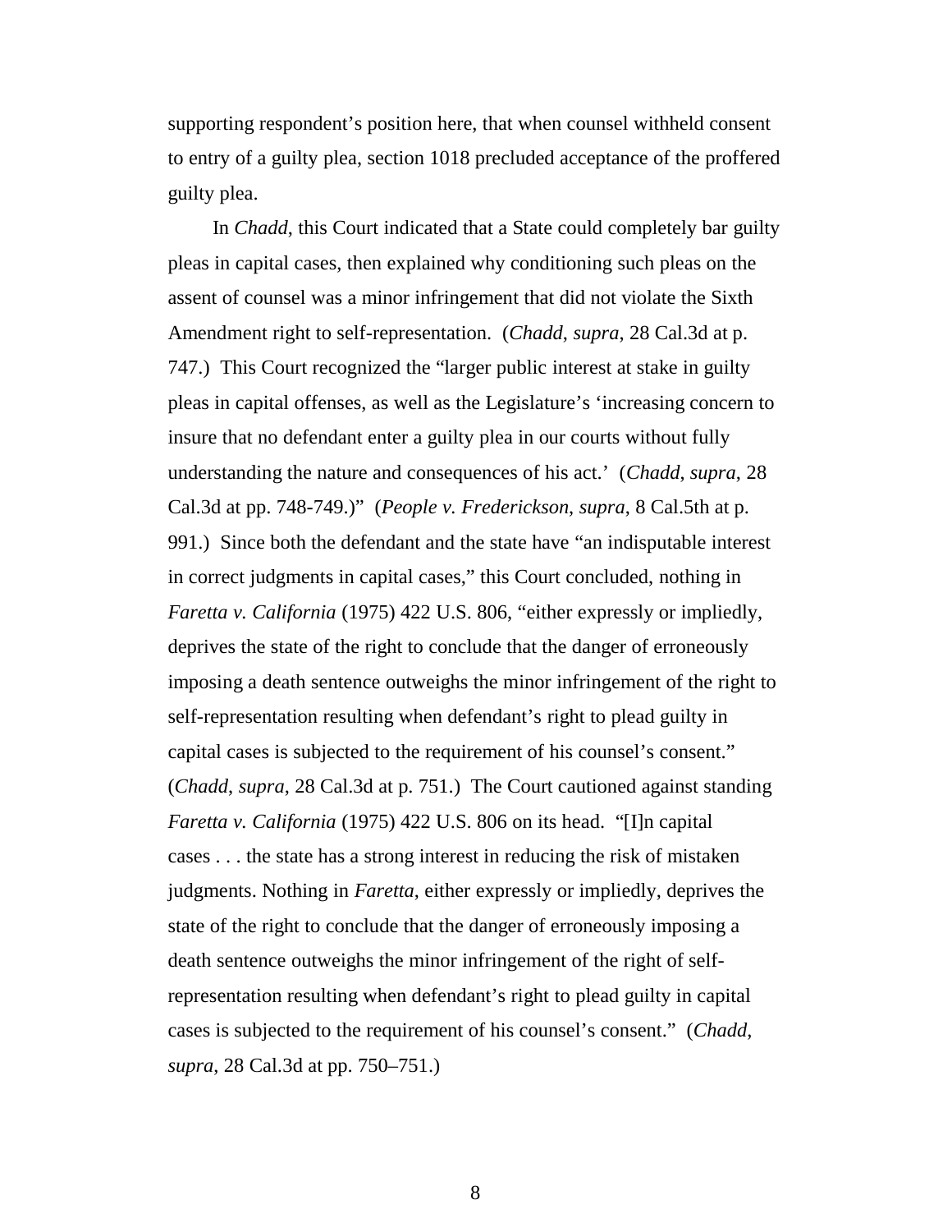supporting respondent's position here, that when counsel withheld consent to entry of a guilty plea, section 1018 precluded acceptance of the proffered guilty plea.

In *Chadd*, this Court indicated that a State could completely bar guilty pleas in capital cases, then explained why conditioning such pleas on the assent of counsel was a minor infringement that did not violate the Sixth Amendment right to self-representation. (*Chadd*, *supra*, 28 Cal.3d at p. 747.) This Court recognized the "larger public interest at stake in guilty pleas in capital offenses, as well as the Legislature's 'increasing concern to insure that no defendant enter a guilty plea in our courts without fully understanding the nature and consequences of his act.' (*Chadd*, *supra*, 28 Cal.3d at pp. 748-749.)" (*People v. Frederickson*, *supra*, 8 Cal.5th at p. 991.) Since both the defendant and the state have "an indisputable interest in correct judgments in capital cases," this Court concluded, nothing in *Faretta v. California* (1975) 422 U.S. 806, "either expressly or impliedly, deprives the state of the right to conclude that the danger of erroneously imposing a death sentence outweighs the minor infringement of the right to self-representation resulting when defendant's right to plead guilty in capital cases is subjected to the requirement of his counsel's consent." (*Chadd*, *supra*, 28 Cal.3d at p. 751.) The Court cautioned against standing *Faretta v. California* (1975) 422 U.S. 806 on its head. "[I]n capital cases . . . the state has a strong interest in reducing the risk of mistaken judgments. Nothing in *Faretta*, either expressly or impliedly, deprives the state of the right to conclude that the danger of erroneously imposing a death sentence outweighs the minor infringement of the right of self-representation resulting when defendant's right to plead guilty in capital cases is subjected to the requirement of his counsel's consent." (*Chadd*, *supra*, 28 Cal.3d at pp. 750–751.)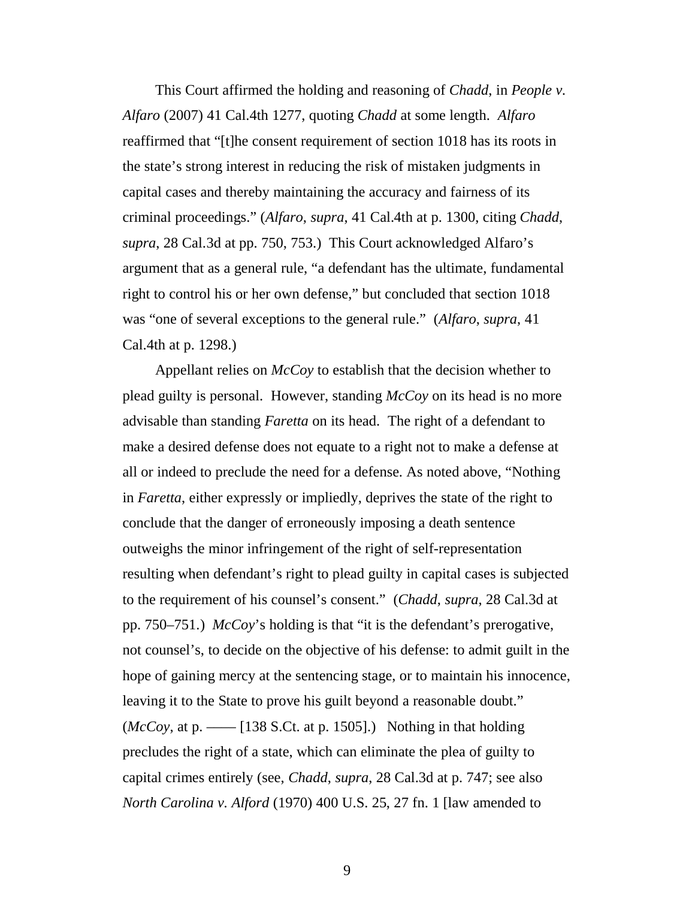This Court affirmed the holding and reasoning of *Chadd*, in *People v. Alfaro* (2007) 41 Cal.4th 1277, quoting *Chadd* at some length. *Alfaro* reaffirmed that "[t]he consent requirement of section 1018 has its roots in the state's strong interest in reducing the risk of mistaken judgments in capital cases and thereby maintaining the accuracy and fairness of its criminal proceedings." (*Alfaro*, *supra*, 41 Cal.4th at p. 1300, citing *Chadd*, *supra*, 28 Cal.3d at pp. 750, 753.) This Court acknowledged Alfaro's argument that as a general rule, "a defendant has the ultimate, fundamental right to control his or her own defense," but concluded that section 1018 was "one of several exceptions to the general rule." (*Alfaro*, *supra*, 41 Cal.4th at p. 1298.)

Appellant relies on *McCoy* to establish that the decision whether to plead guilty is personal. However, standing *McCoy* on its head is no more advisable than standing *Faretta* on its head. The right of a defendant to make a desired defense does not equate to a right not to make a defense at all or indeed to preclude the need for a defense. As noted above, "Nothing in *Faretta*, either expressly or impliedly, deprives the state of the right to conclude that the danger of erroneously imposing a death sentence outweighs the minor infringement of the right of self-representation resulting when defendant's right to plead guilty in capital cases is subjected to the requirement of his counsel's consent." (*Chadd*, *supra*, 28 Cal.3d at pp. 750–751.) *McCoy*'s holding is that "it is the defendant's prerogative, not counsel's, to decide on the objective of his defense: to admit guilt in the hope of gaining mercy at the sentencing stage, or to maintain his innocence, leaving it to the State to prove his guilt beyond a reasonable doubt." (*McCoy*, at p. —— [138 S.Ct. at p. 1505].) Nothing in that holding precludes the right of a state, which can eliminate the plea of guilty to capital crimes entirely (see, *Chadd*, *supra*, 28 Cal.3d at p. 747; see also *North Carolina v. Alford* (1970) 400 U.S. 25, 27 fn. 1 [law amended to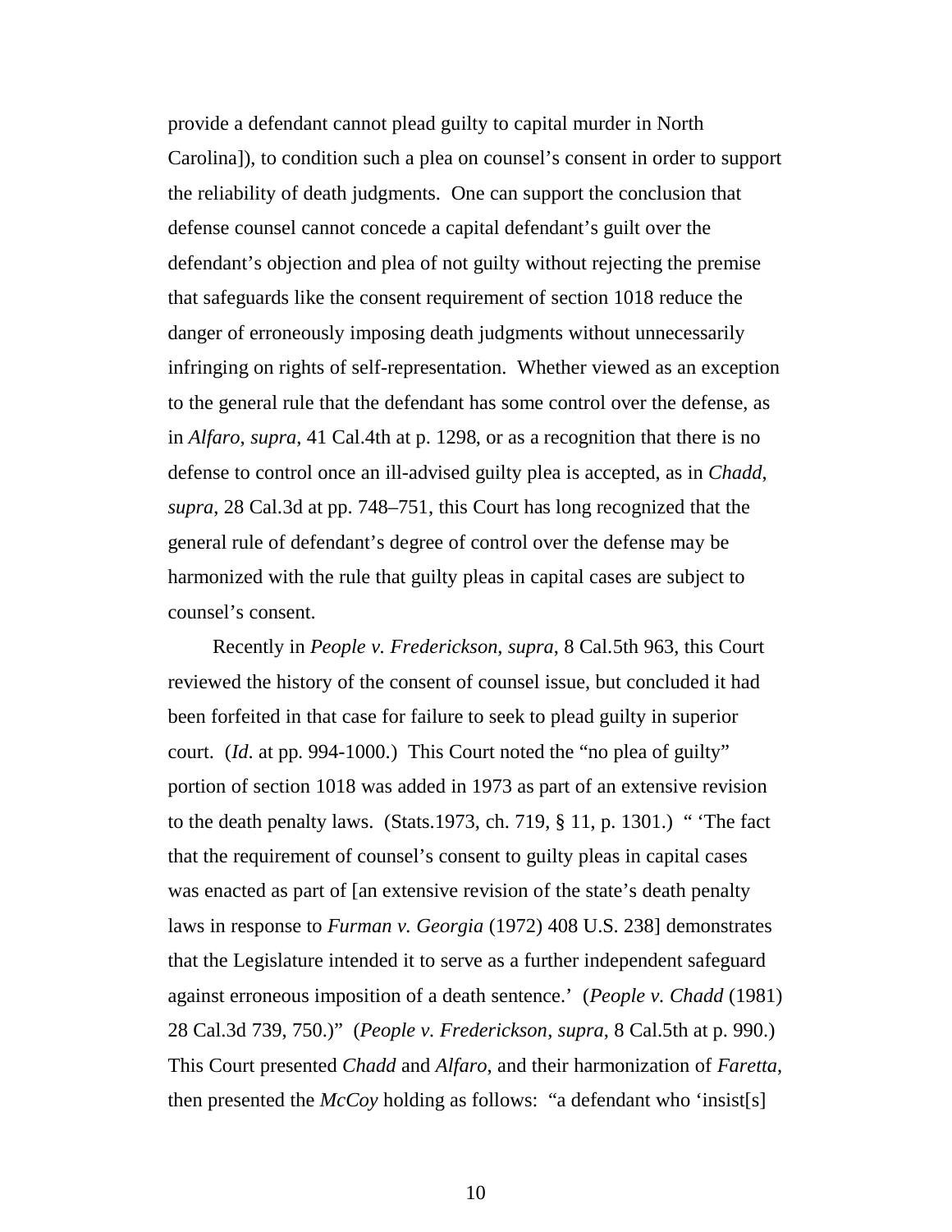provide a defendant cannot plead guilty to capital murder in North Carolina]), to condition such a plea on counsel's consent in order to support the reliability of death judgments. One can support the conclusion that defense counsel cannot concede a capital defendant's guilt over the defendant's objection and plea of not guilty without rejecting the premise that safeguards like the consent requirement of section 1018 reduce the danger of erroneously imposing death judgments without unnecessarily infringing on rights of self-representation. Whether viewed as an exception to the general rule that the defendant has some control over the defense, as in *Alfaro*, *supra*, 41 Cal.4th at p. 1298, or as a recognition that there is no defense to control once an ill-advised guilty plea is accepted, as in *Chadd*, *supra*, 28 Cal.3d at pp. 748–751, this Court has long recognized that the general rule of defendant's degree of control over the defense may be harmonized with the rule that guilty pleas in capital cases are subject to counsel's consent.

Recently in *People v. Frederickson*, *supra*, 8 Cal.5th 963, this Court reviewed the history of the consent of counsel issue, but concluded it had been forfeited in that case for failure to seek to plead guilty in superior court. (*Id*. at pp. 994-1000.) This Court noted the "no plea of guilty" portion of section 1018 was added in 1973 as part of an extensive revision to the death penalty laws. (Stats.1973, ch. 719, § 11, p. 1301.) " 'The fact that the requirement of counsel's consent to guilty pleas in capital cases was enacted as part of [an extensive revision of the state's death penalty laws in response to *Furman v. Georgia* (1972) 408 U.S. 238] demonstrates that the Legislature intended it to serve as a further independent safeguard against erroneous imposition of a death sentence.' (*People v. Chadd* (1981) 28 Cal.3d 739, 750.)" (*People v. Frederickson*, *supra*, 8 Cal.5th at p. 990.) This Court presented *Chadd* and *Alfaro*, and their harmonization of *Faretta*, then presented the *McCoy* holding as follows: "a defendant who 'insist[s]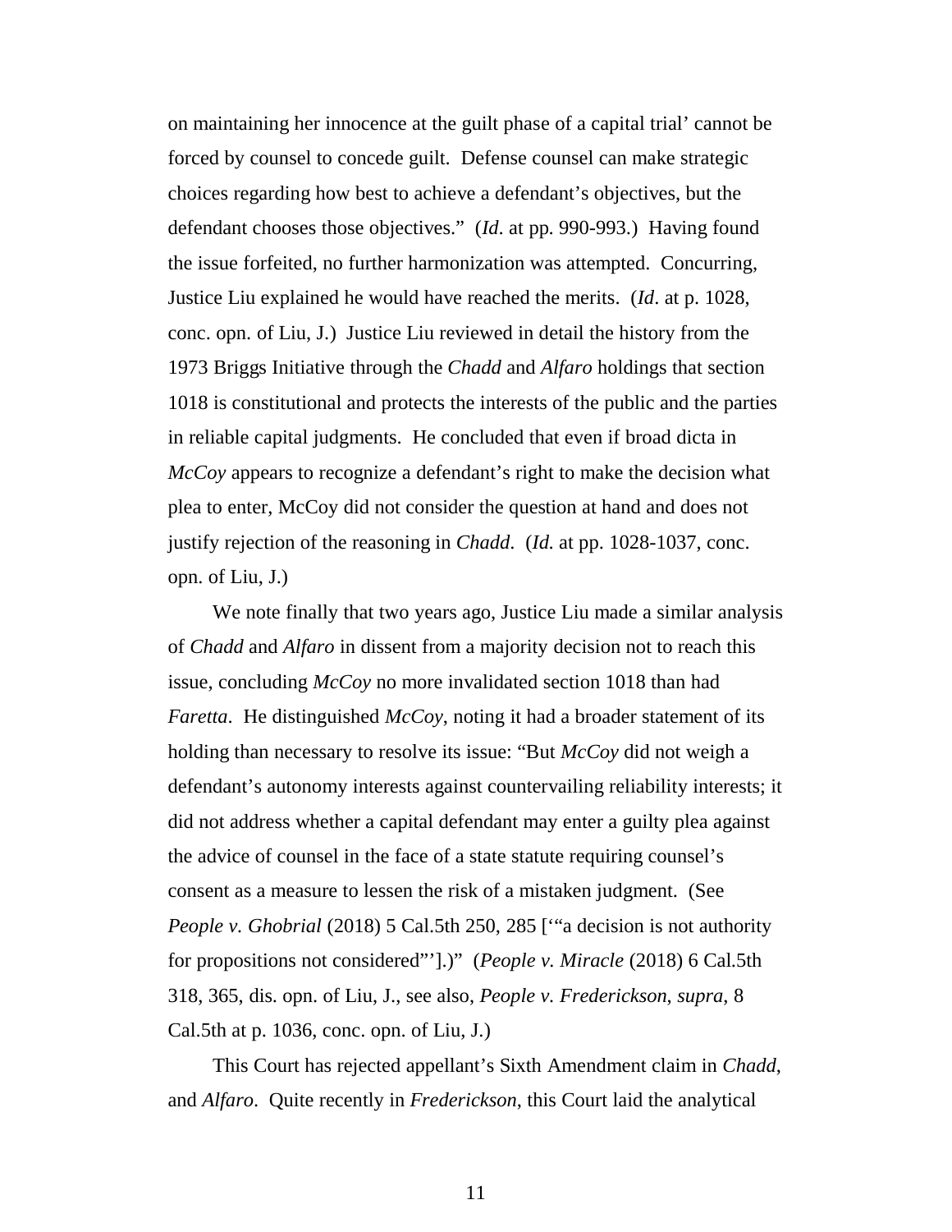on maintaining her innocence at the guilt phase of a capital trial' cannot be forced by counsel to concede guilt. Defense counsel can make strategic choices regarding how best to achieve a defendant's objectives, but the defendant chooses those objectives." (*Id*. at pp. 990-993.) Having found the issue forfeited, no further harmonization was attempted. Concurring, Justice Liu explained he would have reached the merits. (*Id*. at p. 1028, conc. opn. of Liu, J.) Justice Liu reviewed in detail the history from the 1973 Briggs Initiative through the *Chadd* and *Alfaro* holdings that section 1018 is constitutional and protects the interests of the public and the parties in reliable capital judgments. He concluded that even if broad dicta in *McCoy* appears to recognize a defendant's right to make the decision what plea to enter, McCoy did not consider the question at hand and does not justify rejection of the reasoning in *Chadd*. (*Id.* at pp. 1028-1037, conc. opn. of Liu, J.)

We note finally that two years ago, Justice Liu made a similar analysis of *Chadd* and *Alfaro* in dissent from a majority decision not to reach this issue, concluding *McCoy* no more invalidated section 1018 than had *Faretta*. He distinguished *McCoy*, noting it had a broader statement of its holding than necessary to resolve its issue: "But *McCoy* did not weigh a defendant's autonomy interests against countervailing reliability interests; it did not address whether a capital defendant may enter a guilty plea against the advice of counsel in the face of a state statute requiring counsel's consent as a measure to lessen the risk of a mistaken judgment. (See *People v. Ghobrial* (2018) 5 Cal.5th 250, 285 ['"a decision is not authority for propositions not considered"'].)" (*People v. Miracle* (2018) 6 Cal.5th 318, 365, dis. opn. of Liu, J., see also, *People v. Frederickson*, *supra*, 8 Cal.5th at p. 1036, conc. opn. of Liu, J.)

This Court has rejected appellant's Sixth Amendment claim in *Chadd*, and *Alfaro*. Quite recently in *Frederickson*, this Court laid the analytical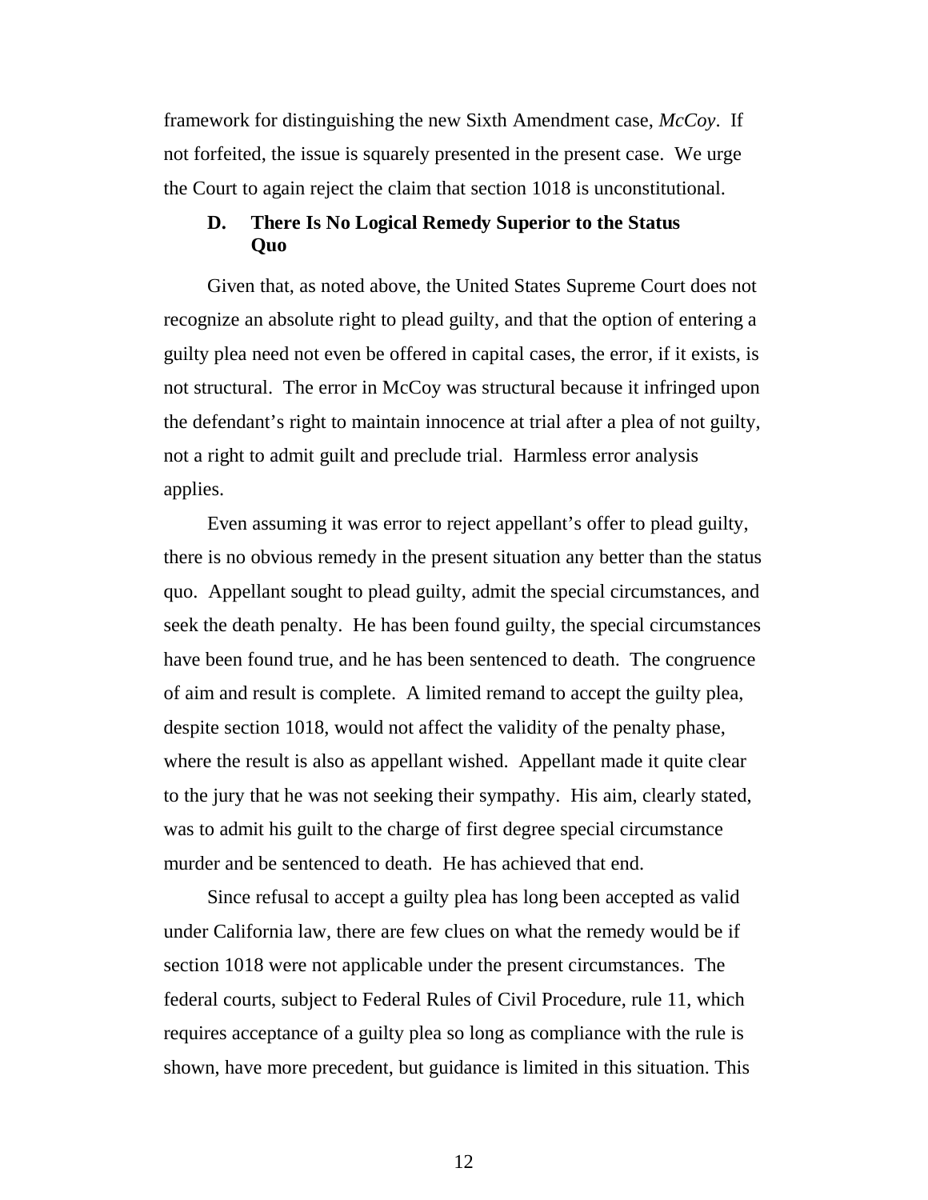framework for distinguishing the new Sixth Amendment case, *McCoy*. If not forfeited, the issue is squarely presented in the present case. We urge the Court to again reject the claim that section 1018 is unconstitutional.

### D. There Is No Logical Remedy Superior to the Status Quo

Given that, as noted above, the United States Supreme Court does not recognize an absolute right to plead guilty, and that the option of entering a guilty plea need not even be offered in capital cases, the error, if it exists, is not structural. The error in McCoy was structural because it infringed upon the defendant's right to maintain innocence at trial after a plea of not guilty, not a right to admit guilt and preclude trial. Harmless error analysis applies.

Even assuming it was error to reject appellant's offer to plead guilty, there is no obvious remedy in the present situation any better than the status quo. Appellant sought to plead guilty, admit the special circumstances, and seek the death penalty. He has been found guilty, the special circumstances have been found true, and he has been sentenced to death. The congruence of aim and result is complete. A limited remand to accept the guilty plea, despite section 1018, would not affect the validity of the penalty phase, where the result is also as appellant wished. Appellant made it quite clear to the jury that he was not seeking their sympathy. His aim, clearly stated, was to admit his guilt to the charge of first degree special circumstance murder and be sentenced to death. He has achieved that end.

Since refusal to accept a guilty plea has long been accepted as valid under California law, there are few clues on what the remedy would be if section 1018 were not applicable under the present circumstances. The federal courts, subject to Federal Rules of Civil Procedure, rule 11, which requires acceptance of a guilty plea so long as compliance with the rule is shown, have more precedent, but guidance is limited in this situation. This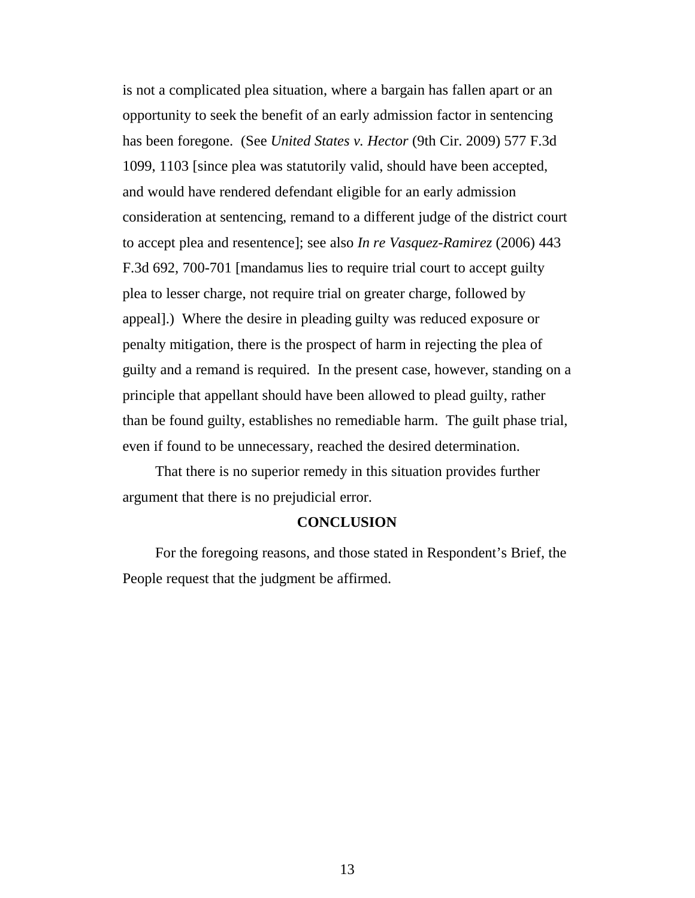is not a complicated plea situation, where a bargain has fallen apart or an opportunity to seek the benefit of an early admission factor in sentencing has been foregone. (See *United States v. Hector* (9th Cir. 2009) 577 F.3d 1099, 1103 [since plea was statutorily valid, should have been accepted, and would have rendered defendant eligible for an early admission consideration at sentencing, remand to a different judge of the district court to accept plea and resentence]; see also *In re Vasquez-Ramirez* (2006) 443 F.3d 692, 700-701 [mandamus lies to require trial court to accept guilty plea to lesser charge, not require trial on greater charge, followed by appeal].) Where the desire in pleading guilty was reduced exposure or penalty mitigation, there is the prospect of harm in rejecting the plea of guilty and a remand is required. In the present case, however, standing on a principle that appellant should have been allowed to plead guilty, rather than be found guilty, establishes no remediable harm. The guilt phase trial, even if found to be unnecessary, reached the desired determination.

That there is no superior remedy in this situation provides further argument that there is no prejudicial error.

## CONCLUSION

For the foregoing reasons, and those stated in Respondent's Brief, the People request that the judgment be affirmed.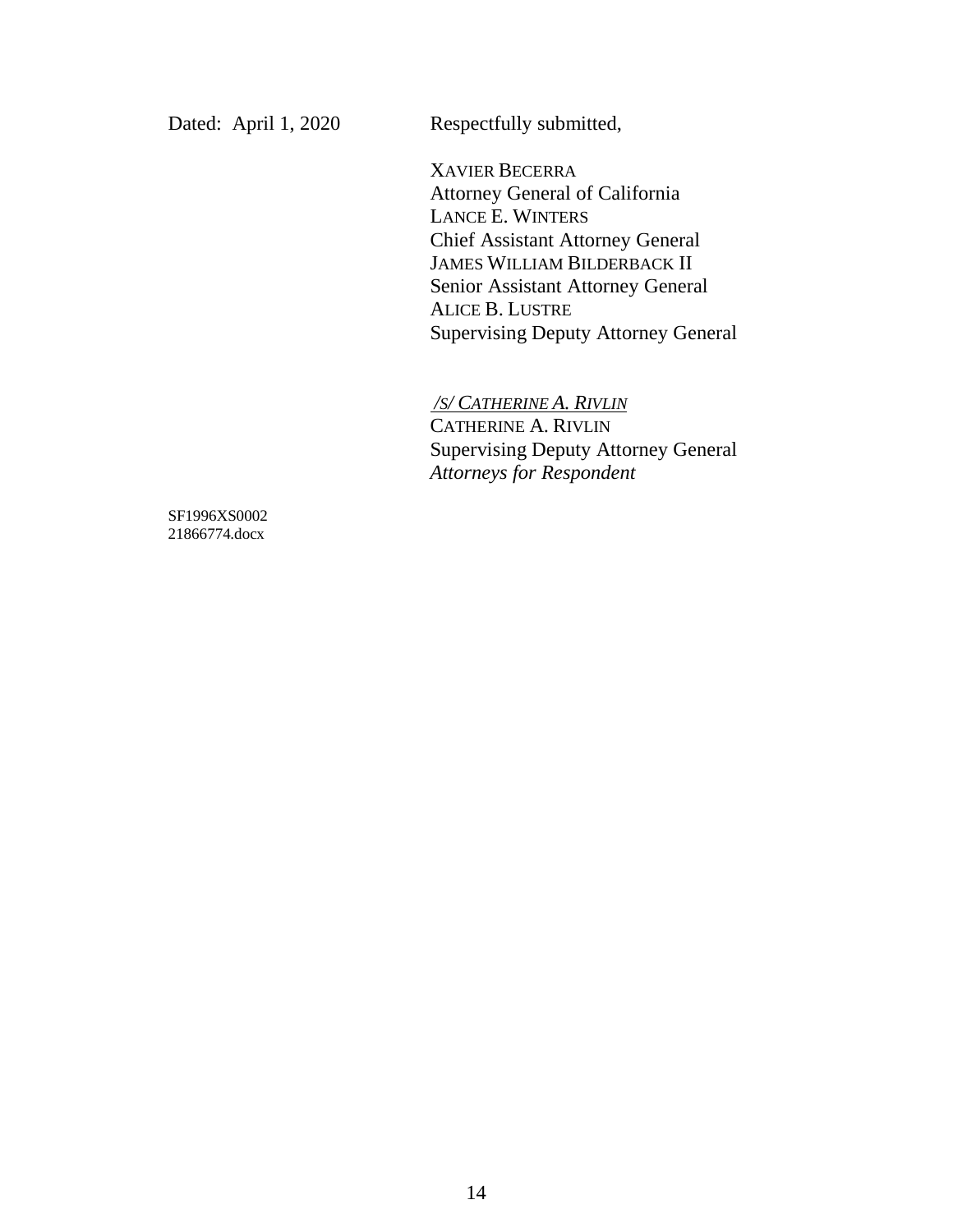Dated: April 1, 2020

Respectfully submitted,

XAVIER BECERRA
Attorney General of California
LANCE E. WINTERS
Chief Assistant Attorney General
JAMES WILLIAM BILDERBACK II
Senior Assistant Attorney General
ALICE B. LUSTRE
Supervising Deputy Attorney General

*/S/ CATHERINE A. RIVLIN*
CATHERINE A. RIVLIN
Supervising Deputy Attorney General
*Attorneys for Respondent*

SF1996XS0002
21866774.docx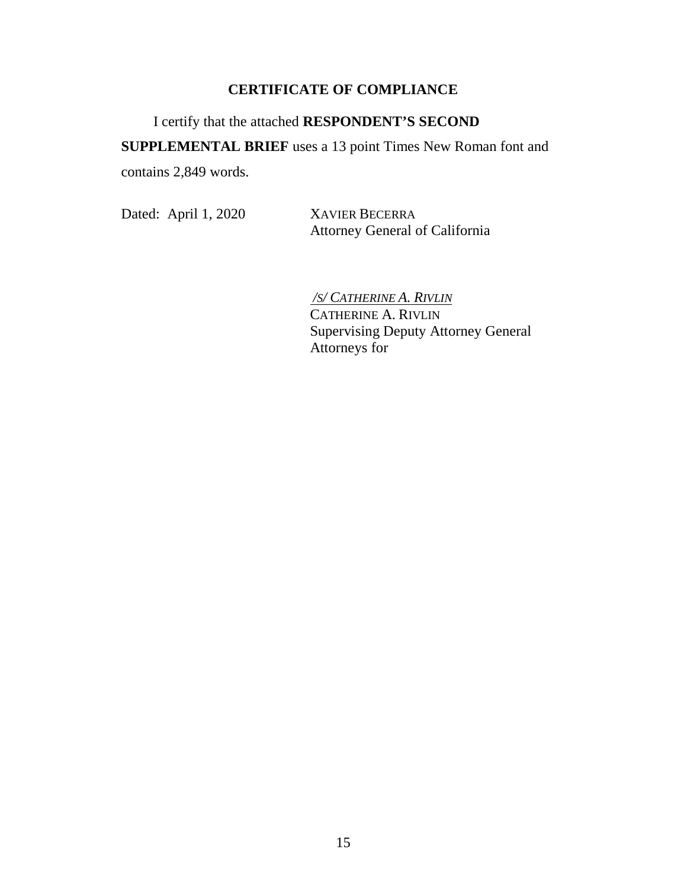## CERTIFICATE OF COMPLIANCE

I certify that the attached **RESPONDENT'S SECOND SUPPLEMENTAL BRIEF** uses a 13 point Times New Roman font and contains 2,849 words.

Dated: April 1, 2020

XAVIER BECERRA
Attorney General of California

*/S/ CATHERINE A. RIVLIN*
CATHERINE A. RIVLIN
Supervising Deputy Attorney General
Attorneys for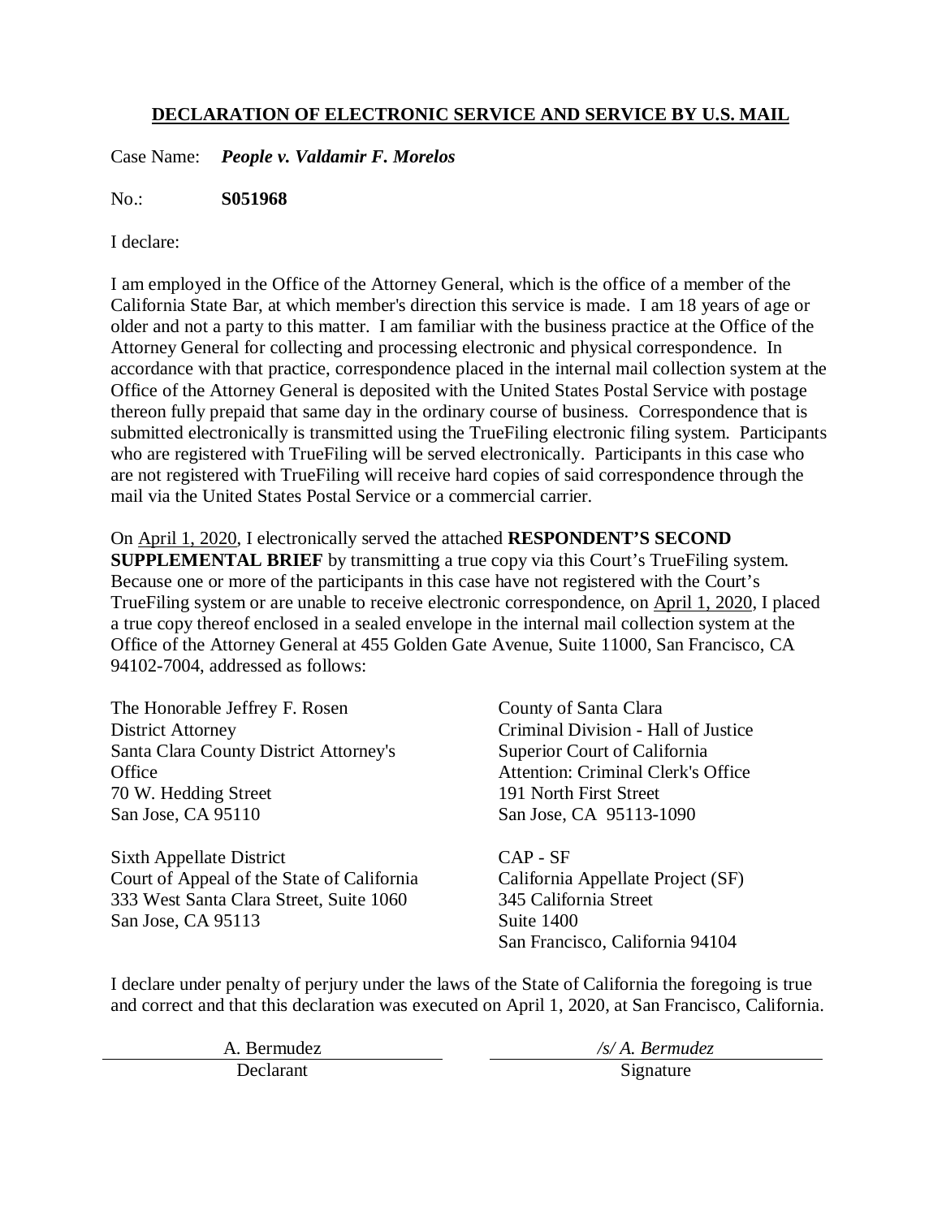## DECLARATION OF ELECTRONIC SERVICE AND SERVICE BY U.S. MAIL

Case Name: ***People v. Valdamir F. Morelos***

No.: **S051968**

I declare:

I am employed in the Office of the Attorney General, which is the office of a member of the California State Bar, at which member's direction this service is made. I am 18 years of age or older and not a party to this matter. I am familiar with the business practice at the Office of the Attorney General for collecting and processing electronic and physical correspondence. In accordance with that practice, correspondence placed in the internal mail collection system at the Office of the Attorney General is deposited with the United States Postal Service with postage thereon fully prepaid that same day in the ordinary course of business. Correspondence that is submitted electronically is transmitted using the TrueFiling electronic filing system. Participants who are registered with TrueFiling will be served electronically. Participants in this case who are not registered with TrueFiling will receive hard copies of said correspondence through the mail via the United States Postal Service or a commercial carrier.

On April 1, 2020, I electronically served the attached **RESPONDENT'S SECOND SUPPLEMENTAL BRIEF** by transmitting a true copy via this Court's TrueFiling system. Because one or more of the participants in this case have not registered with the Court's TrueFiling system or are unable to receive electronic correspondence, on April 1, 2020, I placed a true copy thereof enclosed in a sealed envelope in the internal mail collection system at the Office of the Attorney General at 455 Golden Gate Avenue, Suite 11000, San Francisco, CA 94102-7004, addressed as follows:

The Honorable Jeffrey F. Rosen
District Attorney
Santa Clara County District Attorney's Office
70 W. Hedding Street
San Jose, CA 95110

County of Santa Clara
Criminal Division - Hall of Justice
Superior Court of California
Attention: Criminal Clerk's Office
191 North First Street
San Jose, CA 95113-1090

Sixth Appellate District
Court of Appeal of the State of California
333 West Santa Clara Street, Suite 1060
San Jose, CA 95113

CAP - SF
California Appellate Project (SF)
345 California Street
Suite 1400
San Francisco, California 94104

I declare under penalty of perjury under the laws of the State of California the foregoing is true and correct and that this declaration was executed on April 1, 2020, at San Francisco, California.

| A. Bermudez | */s/ A. Bermudez* |
| --- | --- |
| Declarant | Signature |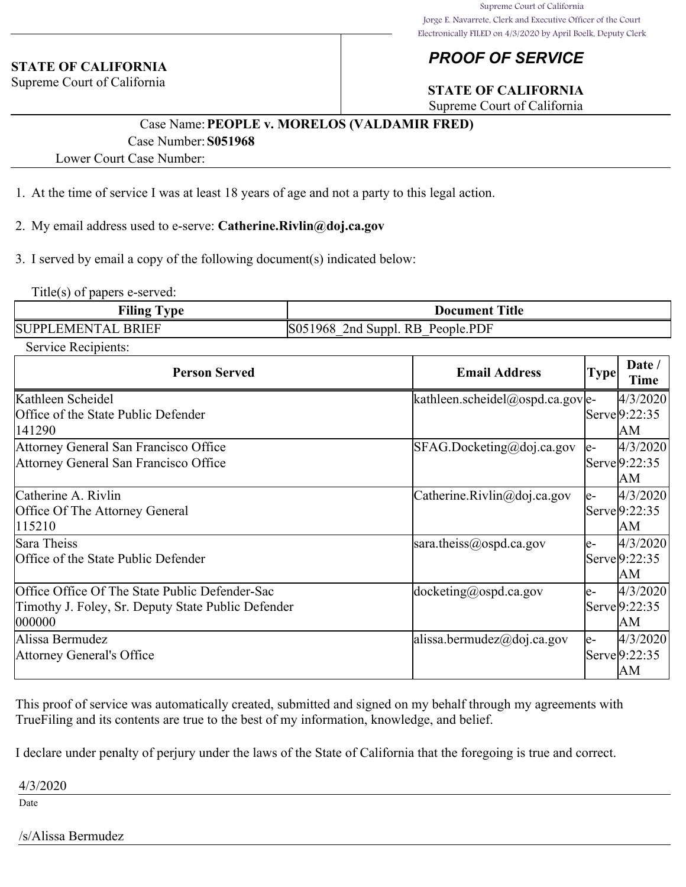Supreme Court of California
Jorge E. Navarrete, Clerk and Executive Officer of the Court
Electronically FILED on 4/3/2020 by April Boelk, Deputy Clerk

**STATE OF CALIFORNIA**
Supreme Court of California

# *PROOF OF SERVICE*

**STATE OF CALIFORNIA**
Supreme Court of California

Case Name: **PEOPLE v. MORELOS (VALDAMIR FRED)**
Case Number: **S051968**
Lower Court Case Number:

1. At the time of service I was at least 18 years of age and not a party to this legal action.

2. My email address used to e-serve: **Catherine.Rivlin@doj.ca.gov**

3. I served by email a copy of the following document(s) indicated below:

Title(s) of papers e-served:

| Filing Type | Document Title |
|---|---|
| SUPPLEMENTAL BRIEF | S051968_2nd Suppl. RB_People.PDF |

Service Recipients:

| Person Served | Email Address | Type | Date / Time |
|---|---|---|---|
| Kathleen Scheidel<br>Office of the State Public Defender<br>141290 | kathleen.scheidel@ospd.ca.gov | e-Serve | 4/3/2020 9:22:35 AM |
| Attorney General San Francisco Office<br>Attorney General San Francisco Office | SFAG.Docketing@doj.ca.gov | e-Serve | 4/3/2020 9:22:35 AM |
| Catherine A. Rivlin<br>Office Of The Attorney General<br>115210 | Catherine.Rivlin@doj.ca.gov | e-Serve | 4/3/2020 9:22:35 AM |
| Sara Theiss<br>Office of the State Public Defender | sara.theiss@ospd.ca.gov | e-Serve | 4/3/2020 9:22:35 AM |
| Office Office Of The State Public Defender-Sac<br>Timothy J. Foley, Sr. Deputy State Public Defender<br>000000 | docketing@ospd.ca.gov | e-Serve | 4/3/2020 9:22:35 AM |
| Alissa Bermudez<br>Attorney General's Office | alissa.bermudez@doj.ca.gov | e-Serve | 4/3/2020 9:22:35 AM |

This proof of service was automatically created, submitted and signed on my behalf through my agreements with TrueFiling and its contents are true to the best of my information, knowledge, and belief.

I declare under penalty of perjury under the laws of the State of California that the foregoing is true and correct.

4/3/2020
Date

/s/Alissa Bermudez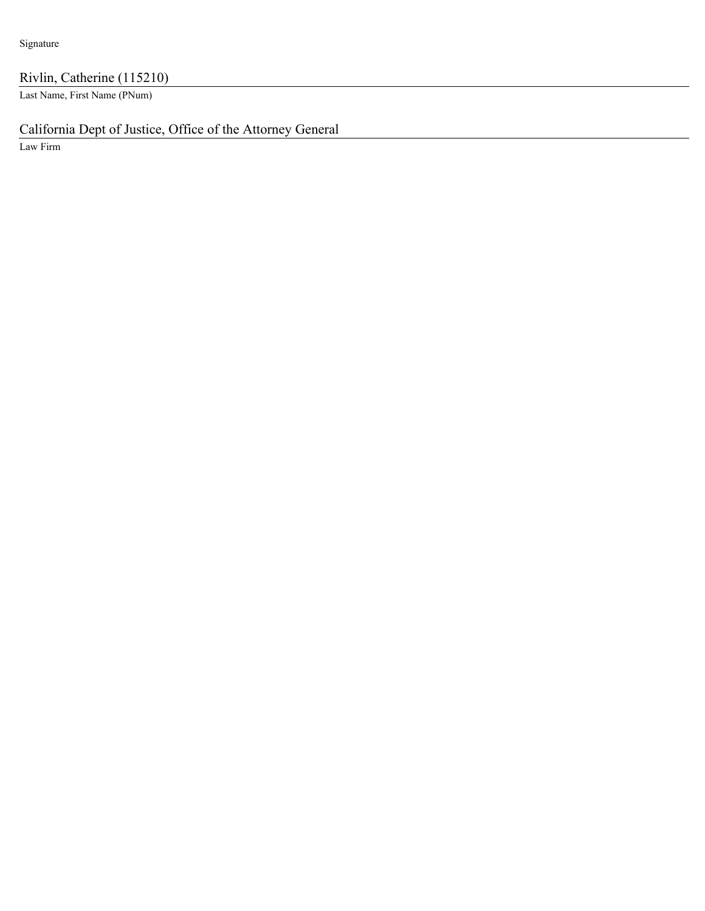Signature

Rivlin, Catherine (115210)

Last Name, First Name (PNum)

California Dept of Justice, Office of the Attorney General

Law Firm